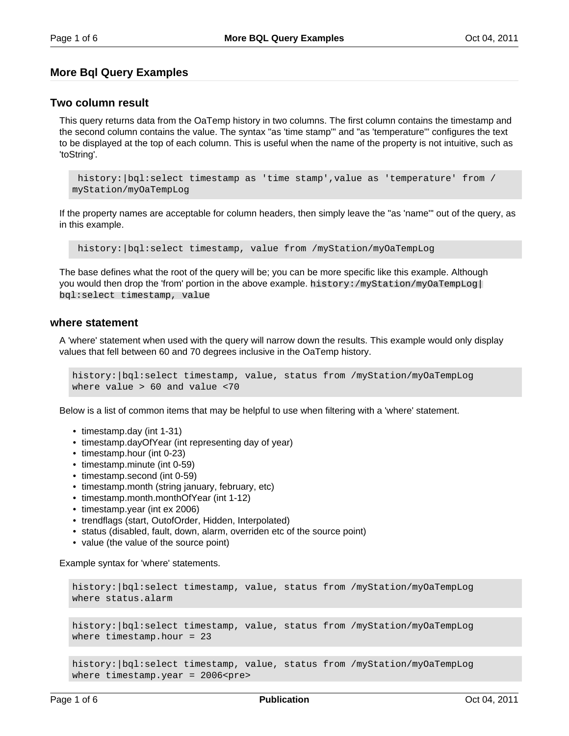## More Bql Query Examples

### Two column result

This query returns data from the OaTemp history in two columns. The first column contains the timestamp and the second column contains the value. The syntax "as 'time stamp'" and "as 'temperature'" configures the text to be displayed at the top of each column. This is useful when the name of the property is not intuitive, such as 'toString'.

```
 history:|bql:select timestamp as 'time stamp',value as 'temperature' from /
myStation/myOaTempLog
```

If the property names are acceptable for column headers, then simply leave the "as 'name'" out of the query, as in this example.

```
 history:|bql:select timestamp, value from /myStation/myOaTempLog
```

The base defines what the root of the query will be; you can be more specific like this example. Although you would then drop the 'from' portion in the above example. `history:/myStation/myOaTempLog|bql:select timestamp, value`

### where statement

A 'where' statement when used with the query will narrow down the results. This example would only display values that fell between 60 and 70 degrees inclusive in the OaTemp history.

```
history:|bql:select timestamp, value, status from /myStation/myOaTempLog
where value > 60 and value <70
```

Below is a list of common items that may be helpful to use when filtering with a 'where' statement.

- timestamp.day (int 1-31)
- timestamp.dayOfYear (int representing day of year)
- timestamp.hour (int 0-23)
- timestamp.minute (int 0-59)
- timestamp.second (int 0-59)
- timestamp.month (string january, february, etc)
- timestamp.month.monthOfYear (int 1-12)
- timestamp.year (int ex 2006)
- trendflags (start, OutofOrder, Hidden, Interpolated)
- status (disabled, fault, down, alarm, overriden etc of the source point)
- value (the value of the source point)

Example syntax for 'where' statements.

```
history:|bql:select timestamp, value, status from /myStation/myOaTempLog
where status.alarm
```

```
history:|bql:select timestamp, value, status from /myStation/myOaTempLog
where timestamp.hour = 23
```

```
history:|bql:select timestamp, value, status from /myStation/myOaTempLog
where timestamp.year = 2006<pre>
```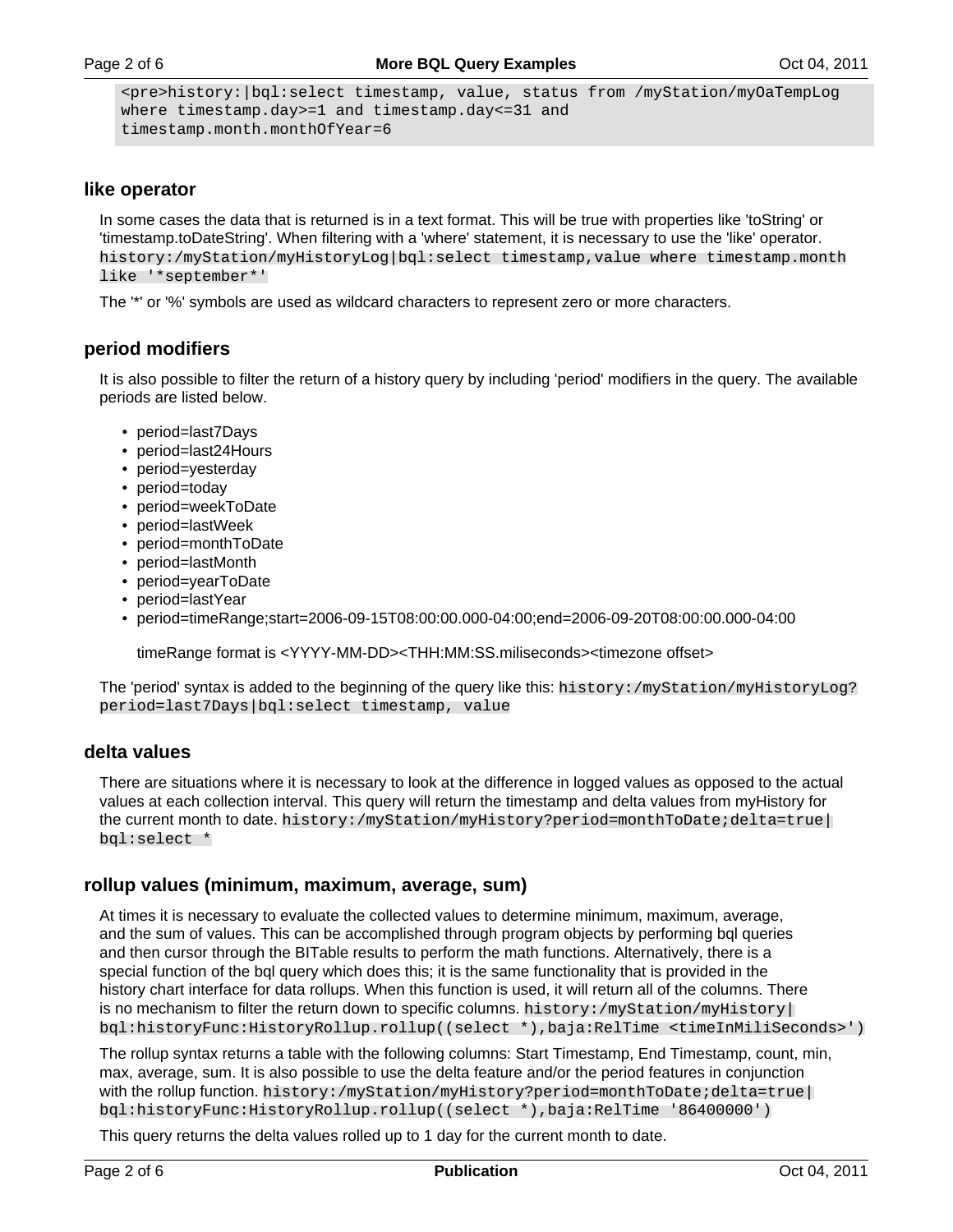```
<pre>history:|bql:select timestamp, value, status from /myStation/myOaTempLog
where timestamp.day>=1 and timestamp.day<=31 and
timestamp.month.monthOfYear=6
```

### like operator

In some cases the data that is returned is in a text format. This will be true with properties like 'toString' or 'timestamp.toDateString'. When filtering with a 'where' statement, it is necessary to use the 'like' operator. `history:/myStation/myHistoryLog|bql:select timestamp,value where timestamp.month like '*september*'`

The '*' or '%' symbols are used as wildcard characters to represent zero or more characters.

### period modifiers

It is also possible to filter the return of a history query by including 'period' modifiers in the query. The available periods are listed below.

- period=last7Days
- period=last24Hours
- period=yesterday
- period=today
- period=weekToDate
- period=lastWeek
- period=monthToDate
- period=lastMonth
- period=yearToDate
- period=lastYear
- period=timeRange;start=2006-09-15T08:00:00.000-04:00;end=2006-09-20T08:00:00.000-04:00

  timeRange format is <YYYY-MM-DD><THH:MM:SS.miliseconds><timezone offset>

The 'period' syntax is added to the beginning of the query like this: `history:/myStation/myHistoryLog?period=last7Days|bql:select timestamp, value`

### delta values

There are situations where it is necessary to look at the difference in logged values as opposed to the actual values at each collection interval. This query will return the timestamp and delta values from myHistory for the current month to date. `history:/myStation/myHistory?period=monthToDate;delta=true|bql:select *`

### rollup values (minimum, maximum, average, sum)

At times it is necessary to evaluate the collected values to determine minimum, maximum, average, and the sum of values. This can be accomplished through program objects by performing bql queries and then cursor through the BITable results to perform the math functions. Alternatively, there is a special function of the bql query which does this; it is the same functionality that is provided in the history chart interface for data rollups. When this function is used, it will return all of the columns. There is no mechanism to filter the return down to specific columns. `history:/myStation/myHistory|bql:historyFunc:HistoryRollup.rollup((select *),baja:RelTime <timeInMiliSeconds>')`

The rollup syntax returns a table with the following columns: Start Timestamp, End Timestamp, count, min, max, average, sum. It is also possible to use the delta feature and/or the period features in conjunction with the rollup function. `history:/myStation/myHistory?period=monthToDate;delta=true|bql:historyFunc:HistoryRollup.rollup((select *),baja:RelTime '86400000')`

This query returns the delta values rolled up to 1 day for the current month to date.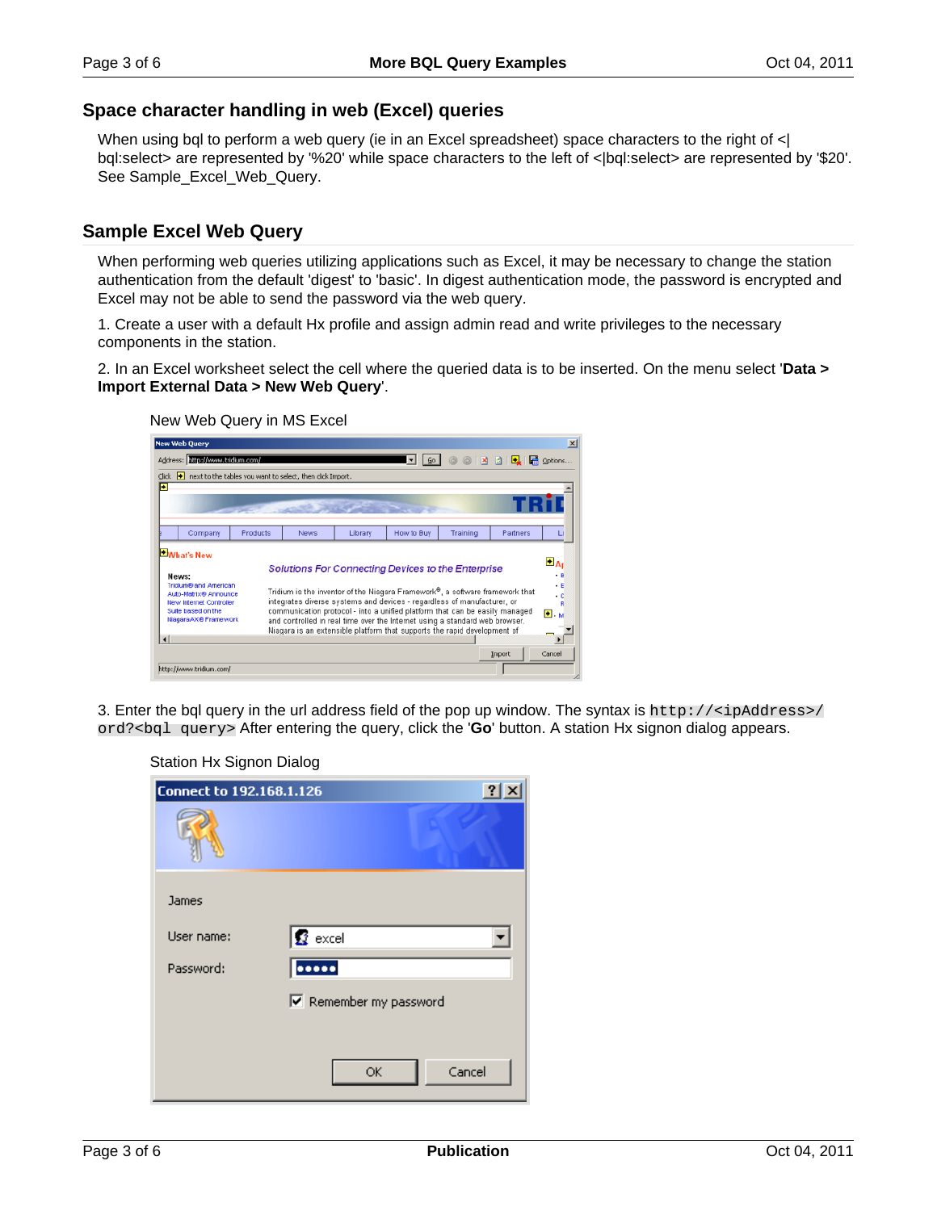## Space character handling in web (Excel) queries

When using bql to perform a web query (ie in an Excel spreadsheet) space characters to the right of <|bql:select> are represented by '%20' while space characters to the left of <|bql:select> are represented by '$20'. See Sample_Excel_Web_Query.

## Sample Excel Web Query

When performing web queries utilizing applications such as Excel, it may be necessary to change the station authentication from the default 'digest' to 'basic'. In digest authentication mode, the password is encrypted and Excel may not be able to send the password via the web query.

1. Create a user with a default Hx profile and assign admin read and write privileges to the necessary components in the station.

2. In an Excel worksheet select the cell where the queried data is to be inserted. On the menu select '**Data > Import External Data > New Web Query**'.

New Web Query in MS Excel

3. Enter the bql query in the url address field of the pop up window. The syntax is `http://<ipAddress>/ord?<bql query>` After entering the query, click the '**Go**' button. A station Hx signon dialog appears.

Station Hx Signon Dialog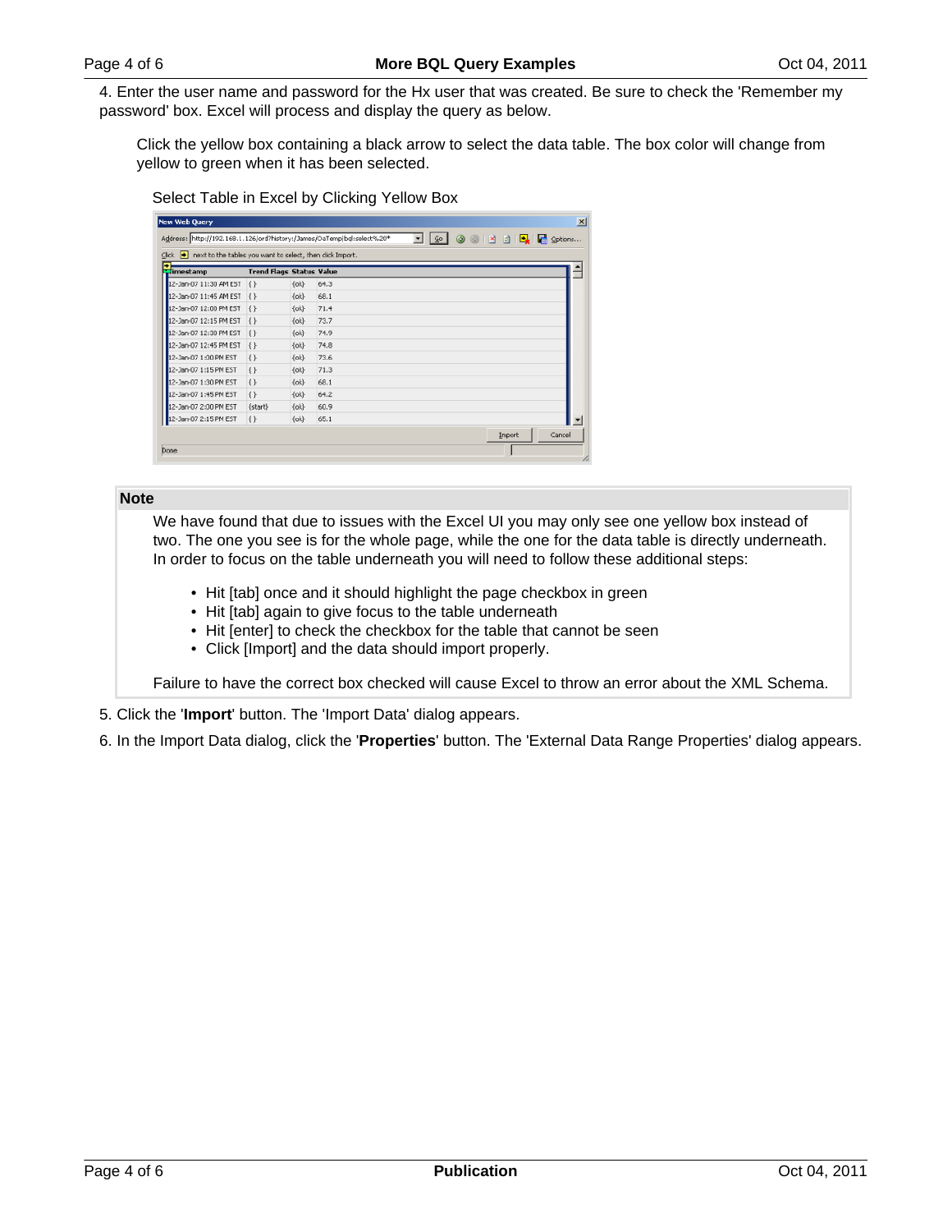4. Enter the user name and password for the Hx user that was created. Be sure to check the 'Remember my password' box. Excel will process and display the query as below.

   Click the yellow box containing a black arrow to select the data table. The box color will change from yellow to green when it has been selected.

   Select Table in Excel by Clicking Yellow Box

**Note**

We have found that due to issues with the Excel UI you may only see one yellow box instead of two. The one you see is for the whole page, while the one for the data table is directly underneath. In order to focus on the table underneath you will need to follow these additional steps:

- Hit [tab] once and it should highlight the page checkbox in green
- Hit [tab] again to give focus to the table underneath
- Hit [enter] to check the checkbox for the table that cannot be seen
- Click [Import] and the data should import properly.

Failure to have the correct box checked will cause Excel to throw an error about the XML Schema.

5. Click the '**Import**' button. The 'Import Data' dialog appears.
6. In the Import Data dialog, click the '**Properties**' button. The 'External Data Range Properties' dialog appears.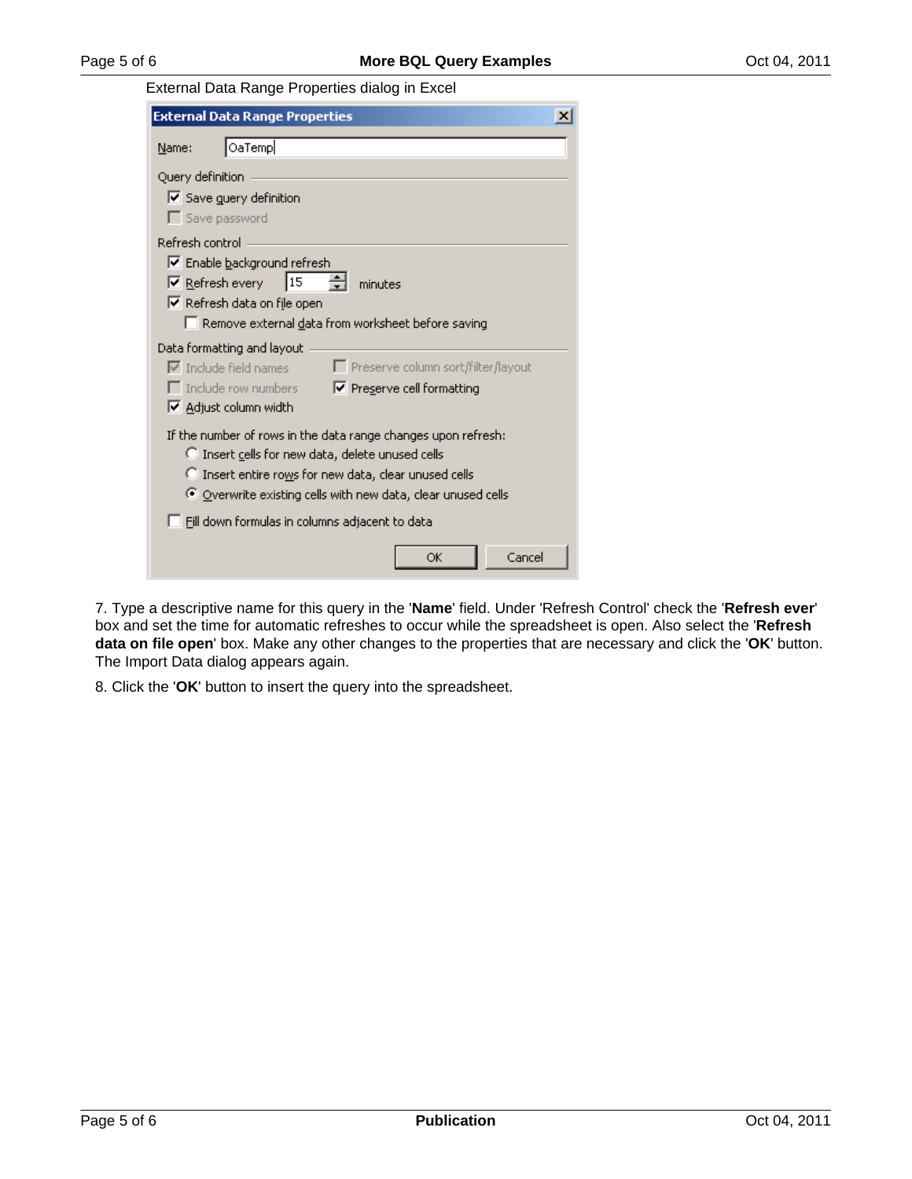External Data Range Properties dialog in Excel

7. Type a descriptive name for this query in the '**Name**' field. Under 'Refresh Control' check the '**Refresh ever**' box and set the time for automatic refreshes to occur while the spreadsheet is open. Also select the '**Refresh data on file open**' box. Make any other changes to the properties that are necessary and click the '**OK**' button. The Import Data dialog appears again.

8. Click the '**OK**' button to insert the query into the spreadsheet.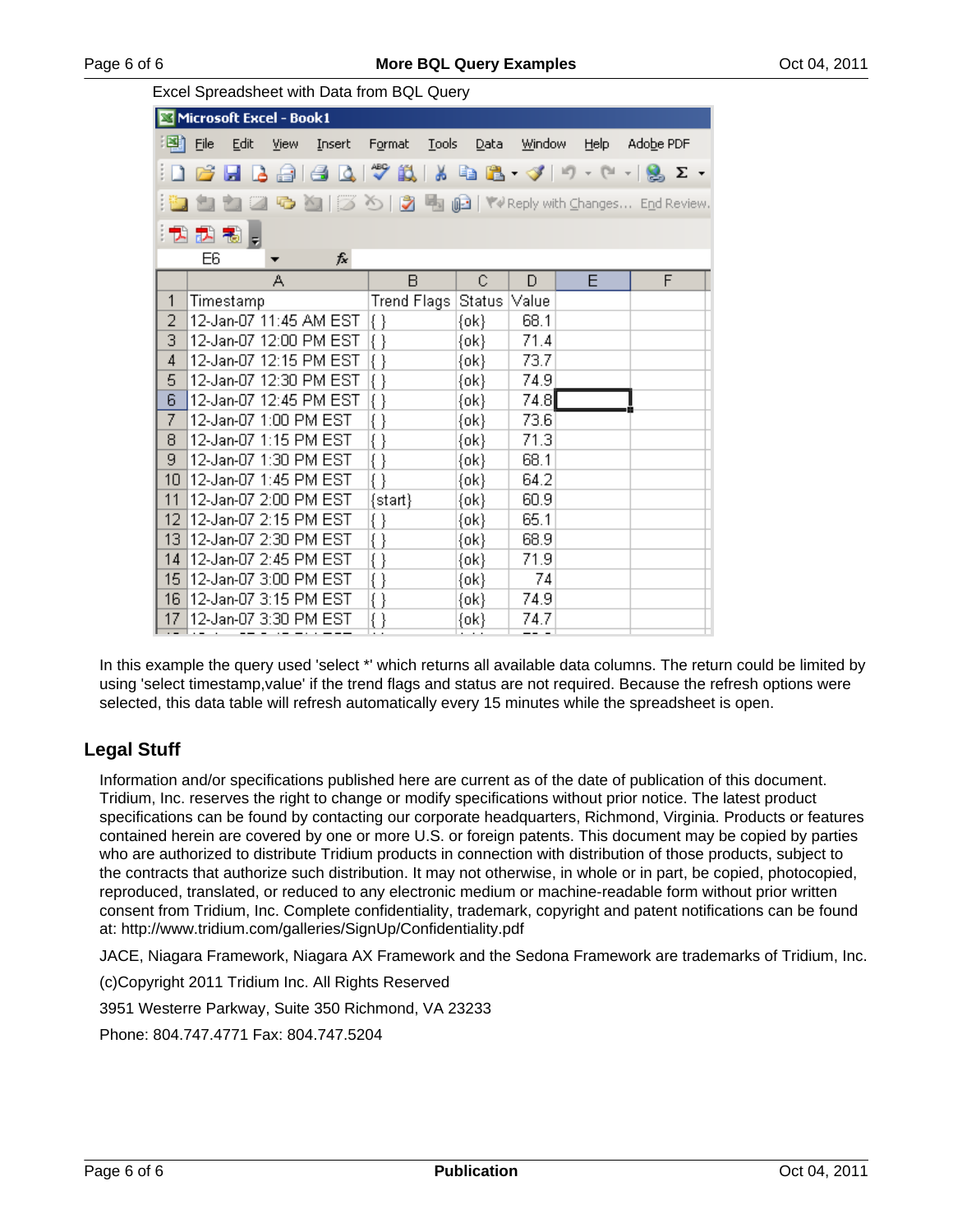Excel Spreadsheet with Data from BQL Query

| Timestamp | Trend Flags | Status | Value |
|---|---|---|---|
| 12-Jan-07 11:45 AM EST | { } | {ok} | 68.1 |
| 12-Jan-07 12:00 PM EST | { } | {ok} | 71.4 |
| 12-Jan-07 12:15 PM EST | { } | {ok} | 73.7 |
| 12-Jan-07 12:30 PM EST | { } | {ok} | 74.9 |
| 12-Jan-07 12:45 PM EST | { } | {ok} | 74.8 |
| 12-Jan-07 1:00 PM EST | { } | {ok} | 73.6 |
| 12-Jan-07 1:15 PM EST | { } | {ok} | 71.3 |
| 12-Jan-07 1:30 PM EST | { } | {ok} | 68.1 |
| 12-Jan-07 1:45 PM EST | { } | {ok} | 64.2 |
| 12-Jan-07 2:00 PM EST | {start} | {ok} | 60.9 |
| 12-Jan-07 2:15 PM EST | { } | {ok} | 65.1 |
| 12-Jan-07 2:30 PM EST | { } | {ok} | 68.9 |
| 12-Jan-07 2:45 PM EST | { } | {ok} | 71.9 |
| 12-Jan-07 3:00 PM EST | { } | {ok} | 74 |
| 12-Jan-07 3:15 PM EST | { } | {ok} | 74.9 |
| 12-Jan-07 3:30 PM EST | { } | {ok} | 74.7 |

In this example the query used 'select *' which returns all available data columns. The return could be limited by using 'select timestamp,value' if the trend flags and status are not required. Because the refresh options were selected, this data table will refresh automatically every 15 minutes while the spreadsheet is open.

## Legal Stuff

Information and/or specifications published here are current as of the date of publication of this document. Tridium, Inc. reserves the right to change or modify specifications without prior notice. The latest product specifications can be found by contacting our corporate headquarters, Richmond, Virginia. Products or features contained herein are covered by one or more U.S. or foreign patents. This document may be copied by parties who are authorized to distribute Tridium products in connection with distribution of those products, subject to the contracts that authorize such distribution. It may not otherwise, in whole or in part, be copied, photocopied, reproduced, translated, or reduced to any electronic medium or machine-readable form without prior written consent from Tridium, Inc. Complete confidentiality, trademark, copyright and patent notifications can be found at: http://www.tridium.com/galleries/SignUp/Confidentiality.pdf

JACE, Niagara Framework, Niagara AX Framework and the Sedona Framework are trademarks of Tridium, Inc.

(c)Copyright 2011 Tridium Inc. All Rights Reserved

3951 Westerre Parkway, Suite 350 Richmond, VA 23233

Phone: 804.747.4771 Fax: 804.747.5204